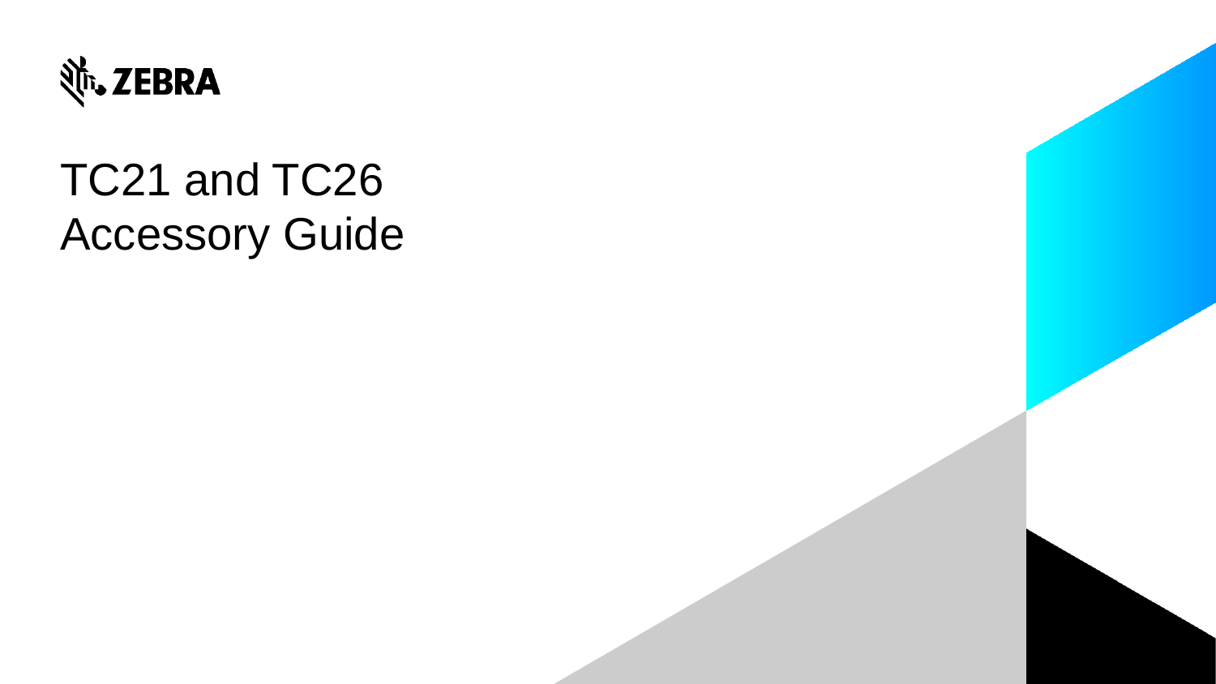ZEBRA

# TC21 and TC26 Accessory Guide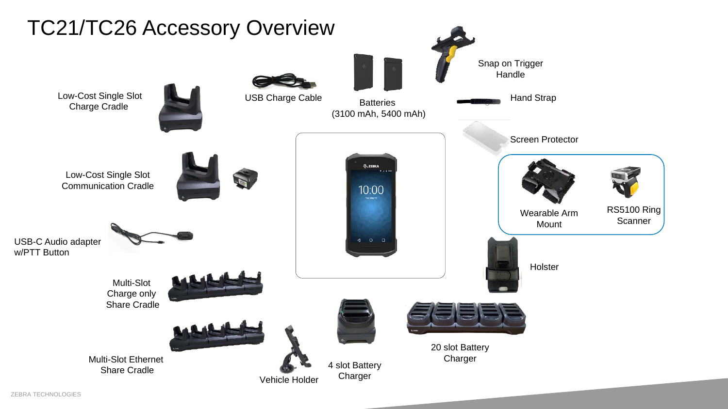# TC21/TC26 Accessory Overview

Low-Cost Single Slot Charge Cradle

USB Charge Cable

Batteries (3100 mAh, 5400 mAh)

Snap on Trigger Handle

Hand Strap

Screen Protector

Low-Cost Single Slot Communication Cradle

Wearable Arm Mount

RS5100 Ring Scanner

USB-C Audio adapter w/PTT Button

Holster

Multi-Slot Charge only Share Cradle

Multi-Slot Ethernet Share Cradle

Vehicle Holder

4 slot Battery Charger

20 slot Battery Charger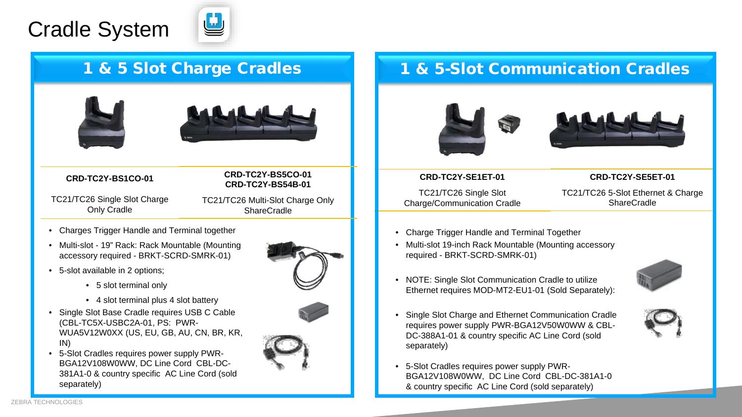# Cradle System

## 1 & 5 Slot Charge Cradles

| CRD-TC2Y-BS1CO-01 | CRD-TC2Y-BS5CO-01<br>CRD-TC2Y-BS54B-01 |
|---|---|
| TC21/TC26 Single Slot Charge Only Cradle | TC21/TC26 Multi-Slot Charge Only ShareCradle |

- Charges Trigger Handle and Terminal together
- Multi-slot - 19" Rack: Rack Mountable (Mounting accessory required - BRKT-SCRD-SMRK-01)
- 5-slot available in 2 options;
  - 5 slot terminal only
  - 4 slot terminal plus 4 slot battery
- Single Slot Base Cradle requires USB C Cable (CBL-TC5X-USBC2A-01, PS: PWR-WUA5V12W0XX (US, EU, GB, AU, CN, BR, KR, IN)
- 5-Slot Cradles requires power supply PWR-BGA12V108W0WW, DC Line Cord CBL-DC-381A1-0 & country specific AC Line Cord (sold separately)

## 1 & 5-Slot Communication Cradles

| CRD-TC2Y-SE1ET-01 | CRD-TC2Y-SE5ET-01 |
|---|---|
| TC21/TC26 Single Slot Charge/Communication Cradle | TC21/TC26 5-Slot Ethernet & Charge ShareCradle |

- Charge Trigger Handle and Terminal Together
- Multi-slot 19-inch Rack Mountable (Mounting accessory required - BRKT-SCRD-SMRK-01)
- NOTE: Single Slot Communication Cradle to utilize Ethernet requires MOD-MT2-EU1-01 (Sold Separately):
- Single Slot Charge and Ethernet Communication Cradle requires power supply PWR-BGA12V50W0WW & CBL-DC-388A1-01 & country specific AC Line Cord (sold separately)
- 5-Slot Cradles requires power supply PWR-BGA12V108W0WW, DC Line Cord CBL-DC-381A1-0 & country specific AC Line Cord (sold separately)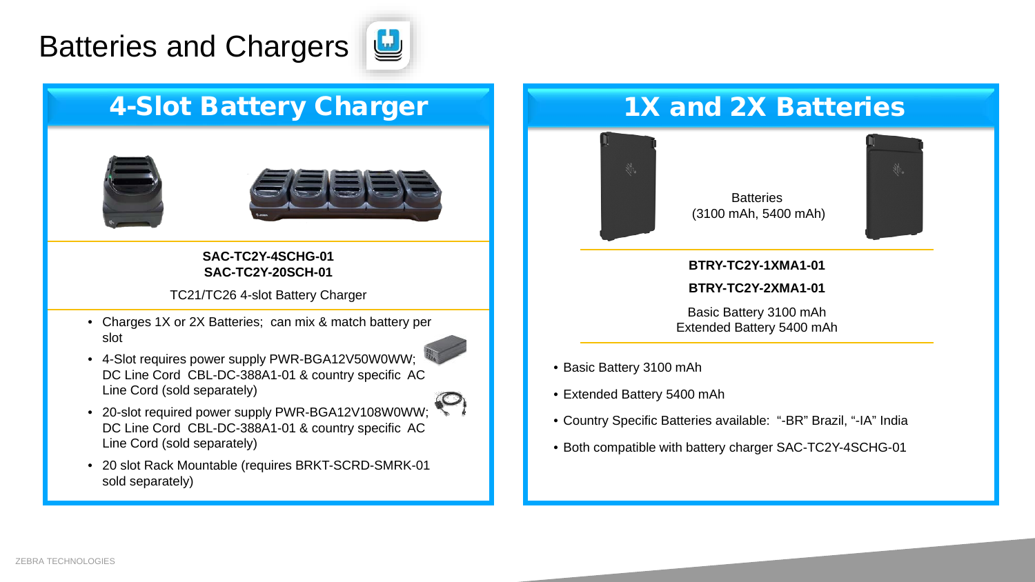# Batteries and Chargers

## 4-Slot Battery Charger

**SAC-TC2Y-4SCHG-01**
**SAC-TC2Y-20SCH-01**

TC21/TC26 4-slot Battery Charger

- Charges 1X or 2X Batteries; can mix & match battery per slot
- 4-Slot requires power supply PWR-BGA12V50W0WW; DC Line Cord CBL-DC-388A1-01 & country specific AC Line Cord (sold separately)
- 20-slot required power supply PWR-BGA12V108W0WW; DC Line Cord CBL-DC-388A1-01 & country specific AC Line Cord (sold separately)
- 20 slot Rack Mountable (requires BRKT-SCRD-SMRK-01 sold separately)

## 1X and 2X Batteries

Batteries
(3100 mAh, 5400 mAh)

**BTRY-TC2Y-1XMA1-01**

**BTRY-TC2Y-2XMA1-01**

Basic Battery 3100 mAh
Extended Battery 5400 mAh

- Basic Battery 3100 mAh
- Extended Battery 5400 mAh
- Country Specific Batteries available: "-BR" Brazil, "-IA" India
- Both compatible with battery charger SAC-TC2Y-4SCHG-01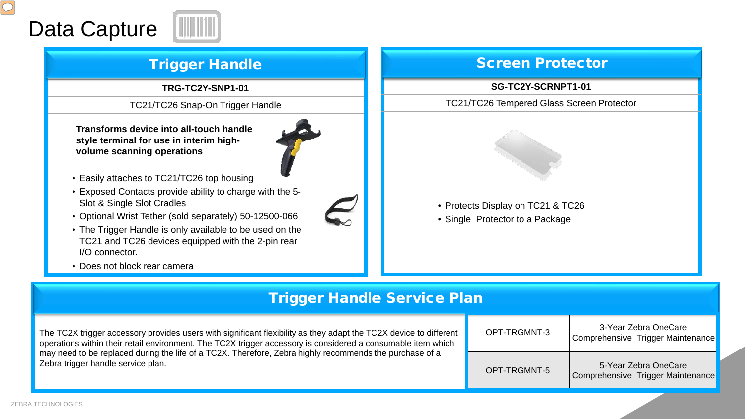# Data Capture

## Trigger Handle

**TRG-TC2Y-SNP1-01**

TC21/TC26 Snap-On Trigger Handle

**Transforms device into all-touch handle style terminal for use in interim high-volume scanning operations**

- Easily attaches to TC21/TC26 top housing
- Exposed Contacts provide ability to charge with the 5-Slot & Single Slot Cradles
- Optional Wrist Tether (sold separately) 50-12500-066
- The Trigger Handle is only available to be used on the TC21 and TC26 devices equipped with the 2-pin rear I/O connector.
- Does not block rear camera

## Screen Protector

**SG-TC2Y-SCRNPT1-01**

TC21/TC26 Tempered Glass Screen Protector

- Protects Display on TC21 & TC26
- Single  Protector to a Package

## Trigger Handle Service Plan

The TC2X trigger accessory provides users with significant flexibility as they adapt the TC2X device to different operations within their retail environment. The TC2X trigger accessory is considered a consumable item which may need to be replaced during the life of a TC2X. Therefore, Zebra highly recommends the purchase of a Zebra trigger handle service plan.

| | |
|---|---|
| OPT-TRGMNT-3 | 3-Year Zebra OneCare Comprehensive  Trigger Maintenance |
| OPT-TRGMNT-5 | 5-Year Zebra OneCare Comprehensive  Trigger Maintenance |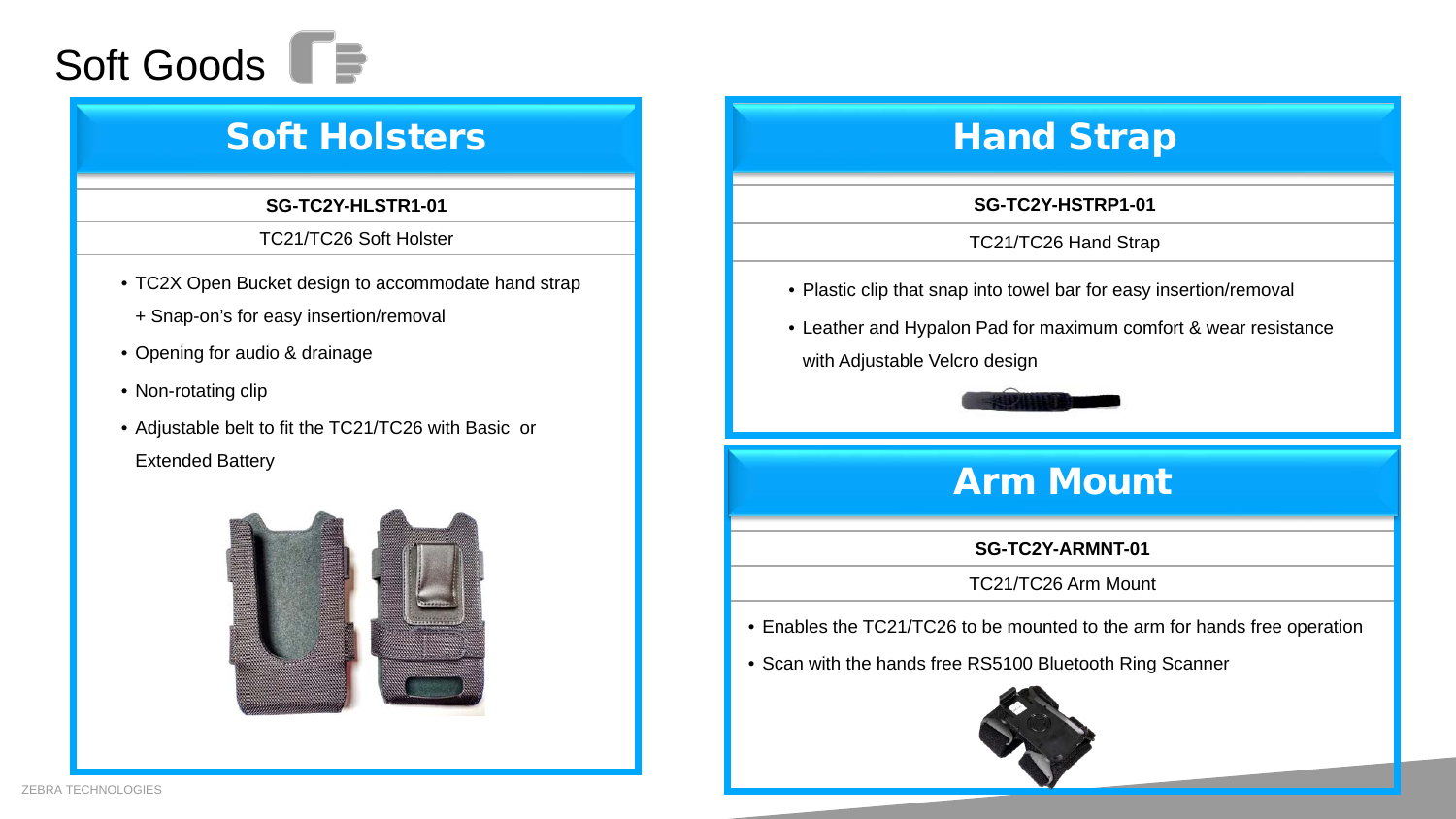# Soft Goods

## Soft Holsters

**SG-TC2Y-HLSTR1-01**

TC21/TC26 Soft Holster

- TC2X Open Bucket design to accommodate hand strap + Snap-on's for easy insertion/removal
- Opening for audio & drainage
- Non-rotating clip
- Adjustable belt to fit the TC21/TC26 with Basic or Extended Battery

## Hand Strap

**SG-TC2Y-HSTRP1-01**

TC21/TC26 Hand Strap

- Plastic clip that snap into towel bar for easy insertion/removal
- Leather and Hypalon Pad for maximum comfort & wear resistance with Adjustable Velcro design

## Arm Mount

**SG-TC2Y-ARMNT-01**

TC21/TC26 Arm Mount

- Enables the TC21/TC26 to be mounted to the arm for hands free operation
- Scan with the hands free RS5100 Bluetooth Ring Scanner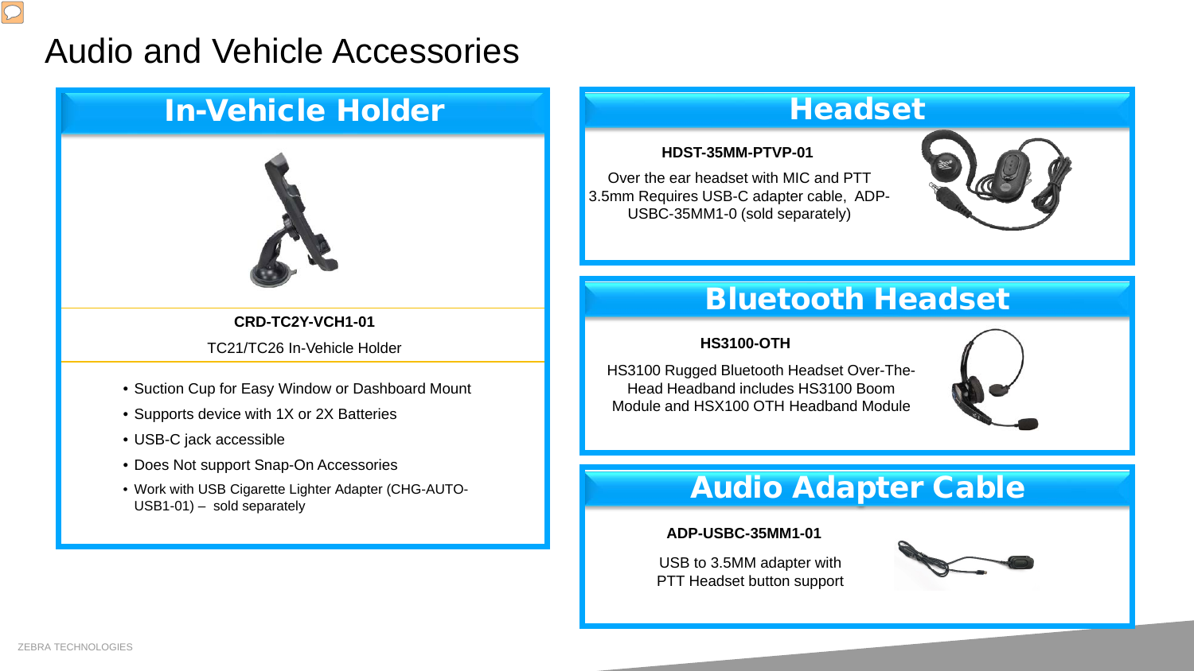# Audio and Vehicle Accessories

## In-Vehicle Holder

**CRD-TC2Y-VCH1-01**

TC21/TC26 In-Vehicle Holder

- Suction Cup for Easy Window or Dashboard Mount
- Supports device with 1X or 2X Batteries
- USB-C jack accessible
- Does Not support Snap-On Accessories
- Work with USB Cigarette Lighter Adapter (CHG-AUTO-USB1-01) – sold separately

## Headset

**HDST-35MM-PTVP-01**

Over the ear headset with MIC and PTT 3.5mm Requires USB-C adapter cable, ADP-USBC-35MM1-0 (sold separately)

## Bluetooth Headset

**HS3100-OTH**

HS3100 Rugged Bluetooth Headset Over-The-Head Headband includes HS3100 Boom Module and HSX100 OTH Headband Module

## Audio Adapter Cable

**ADP-USBC-35MM1-01**

USB to 3.5MM adapter with PTT Headset button support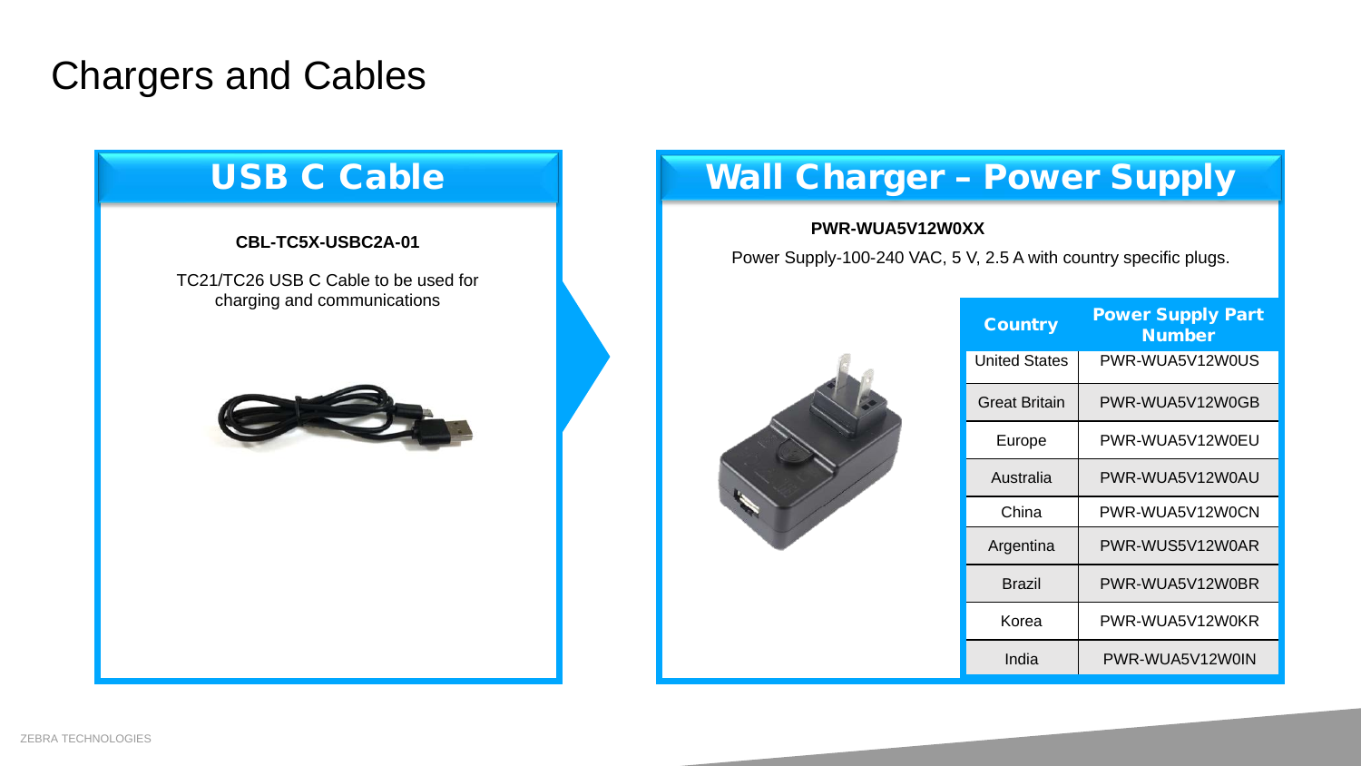# Chargers and Cables

## USB C Cable

**CBL-TC5X-USBC2A-01**

TC21/TC26 USB C Cable to be used for charging and communications

## Wall Charger – Power Supply

**PWR-WUA5V12W0XX**

Power Supply-100-240 VAC, 5 V, 2.5 A with country specific plugs.

| Country | Power Supply Part Number |
| --- | --- |
| United States | PWR-WUA5V12W0US |
| Great Britain | PWR-WUA5V12W0GB |
| Europe | PWR-WUA5V12W0EU |
| Australia | PWR-WUA5V12W0AU |
| China | PWR-WUA5V12W0CN |
| Argentina | PWR-WUS5V12W0AR |
| Brazil | PWR-WUA5V12W0BR |
| Korea | PWR-WUA5V12W0KR |
| India | PWR-WUA5V12W0IN |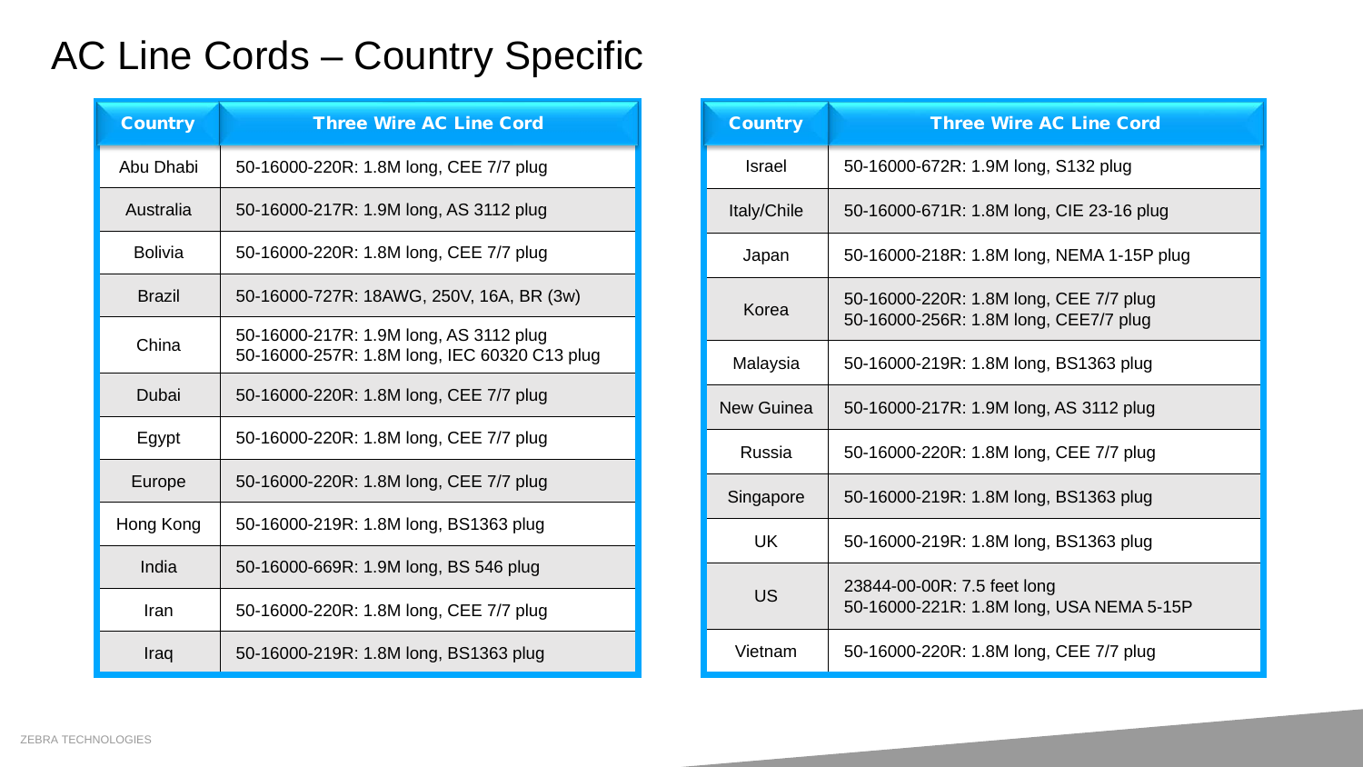# AC Line Cords – Country Specific

| Country | Three Wire AC Line Cord |
|---|---|
| Abu Dhabi | 50-16000-220R: 1.8M long, CEE 7/7 plug |
| Australia | 50-16000-217R: 1.9M long, AS 3112 plug |
| Bolivia | 50-16000-220R: 1.8M long, CEE 7/7 plug |
| Brazil | 50-16000-727R: 18AWG, 250V, 16A, BR (3w) |
| China | 50-16000-217R: 1.9M long, AS 3112 plug<br>50-16000-257R: 1.8M long, IEC 60320 C13 plug |
| Dubai | 50-16000-220R: 1.8M long, CEE 7/7 plug |
| Egypt | 50-16000-220R: 1.8M long, CEE 7/7 plug |
| Europe | 50-16000-220R: 1.8M long, CEE 7/7 plug |
| Hong Kong | 50-16000-219R: 1.8M long, BS1363 plug |
| India | 50-16000-669R: 1.9M long, BS 546 plug |
| Iran | 50-16000-220R: 1.8M long, CEE 7/7 plug |
| Iraq | 50-16000-219R: 1.8M long, BS1363 plug |

| Country | Three Wire AC Line Cord |
|---|---|
| Israel | 50-16000-672R: 1.9M long, S132 plug |
| Italy/Chile | 50-16000-671R: 1.8M long, CIE 23-16 plug |
| Japan | 50-16000-218R: 1.8M long, NEMA 1-15P plug |
| Korea | 50-16000-220R: 1.8M long, CEE 7/7 plug<br>50-16000-256R: 1.8M long, CEE7/7 plug |
| Malaysia | 50-16000-219R: 1.8M long, BS1363 plug |
| New Guinea | 50-16000-217R: 1.9M long, AS 3112 plug |
| Russia | 50-16000-220R: 1.8M long, CEE 7/7 plug |
| Singapore | 50-16000-219R: 1.8M long, BS1363 plug |
| UK | 50-16000-219R: 1.8M long, BS1363 plug |
| US | 23844-00-00R: 7.5 feet long<br>50-16000-221R: 1.8M long, USA NEMA 5-15P |
| Vietnam | 50-16000-220R: 1.8M long, CEE 7/7 plug |